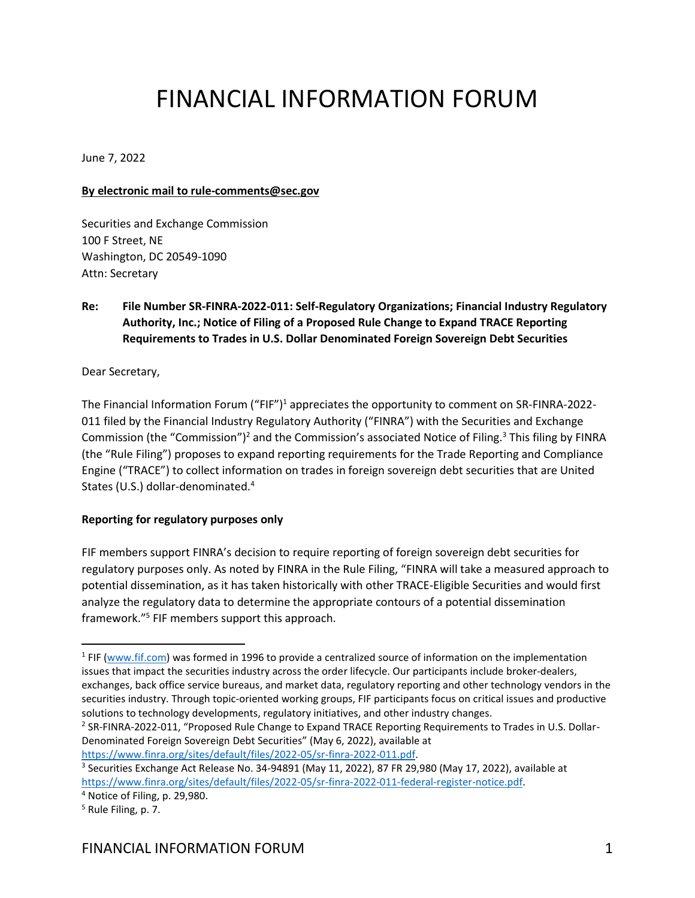# FINANCIAL INFORMATION FORUM

June 7, 2022

**By electronic mail to rule-comments@sec.gov**

Securities and Exchange Commission
100 F Street, NE
Washington, DC 20549-1090
Attn: Secretary

**Re: File Number SR-FINRA-2022-011: Self-Regulatory Organizations; Financial Industry Regulatory Authority, Inc.; Notice of Filing of a Proposed Rule Change to Expand TRACE Reporting Requirements to Trades in U.S. Dollar Denominated Foreign Sovereign Debt Securities**

Dear Secretary,

The Financial Information Forum ("FIF")[1] appreciates the opportunity to comment on SR-FINRA-2022-011 filed by the Financial Industry Regulatory Authority ("FINRA") with the Securities and Exchange Commission (the "Commission")[2] and the Commission's associated Notice of Filing.[3] This filing by FINRA (the "Rule Filing") proposes to expand reporting requirements for the Trade Reporting and Compliance Engine ("TRACE") to collect information on trades in foreign sovereign debt securities that are United States (U.S.) dollar-denominated.[4]

**Reporting for regulatory purposes only**

FIF members support FINRA's decision to require reporting of foreign sovereign debt securities for regulatory purposes only. As noted by FINRA in the Rule Filing, "FINRA will take a measured approach to potential dissemination, as it has taken historically with other TRACE-Eligible Securities and would first analyze the regulatory data to determine the appropriate contours of a potential dissemination framework."[5] FIF members support this approach.

---

[1] FIF (www.fif.com) was formed in 1996 to provide a centralized source of information on the implementation issues that impact the securities industry across the order lifecycle. Our participants include broker-dealers, exchanges, back office service bureaus, and market data, regulatory reporting and other technology vendors in the securities industry. Through topic-oriented working groups, FIF participants focus on critical issues and productive solutions to technology developments, regulatory initiatives, and other industry changes.

[2] SR-FINRA-2022-011, "Proposed Rule Change to Expand TRACE Reporting Requirements to Trades in U.S. Dollar-Denominated Foreign Sovereign Debt Securities" (May 6, 2022), available at https://www.finra.org/sites/default/files/2022-05/sr-finra-2022-011.pdf.

[3] Securities Exchange Act Release No. 34-94891 (May 11, 2022), 87 FR 29,980 (May 17, 2022), available at https://www.finra.org/sites/default/files/2022-05/sr-finra-2022-011-federal-register-notice.pdf.

[4] Notice of Filing, p. 29,980.

[5] Rule Filing, p. 7.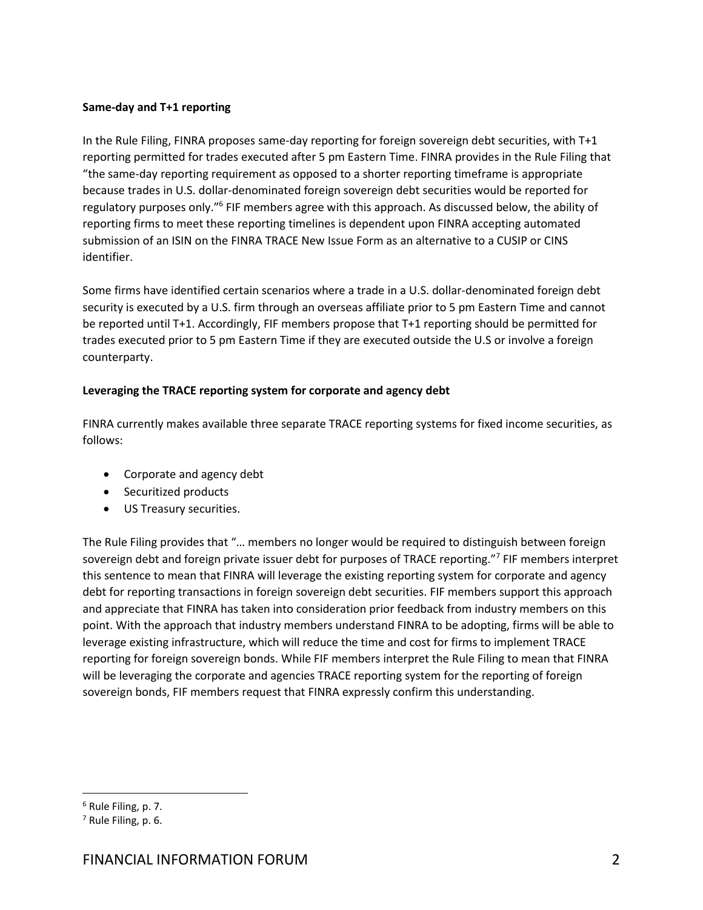**Same-day and T+1 reporting**

In the Rule Filing, FINRA proposes same-day reporting for foreign sovereign debt securities, with T+1 reporting permitted for trades executed after 5 pm Eastern Time. FINRA provides in the Rule Filing that "the same-day reporting requirement as opposed to a shorter reporting timeframe is appropriate because trades in U.S. dollar-denominated foreign sovereign debt securities would be reported for regulatory purposes only."[6] FIF members agree with this approach. As discussed below, the ability of reporting firms to meet these reporting timelines is dependent upon FINRA accepting automated submission of an ISIN on the FINRA TRACE New Issue Form as an alternative to a CUSIP or CINS identifier.

Some firms have identified certain scenarios where a trade in a U.S. dollar-denominated foreign debt security is executed by a U.S. firm through an overseas affiliate prior to 5 pm Eastern Time and cannot be reported until T+1. Accordingly, FIF members propose that T+1 reporting should be permitted for trades executed prior to 5 pm Eastern Time if they are executed outside the U.S or involve a foreign counterparty.

**Leveraging the TRACE reporting system for corporate and agency debt**

FINRA currently makes available three separate TRACE reporting systems for fixed income securities, as follows:

- Corporate and agency debt
- Securitized products
- US Treasury securities.

The Rule Filing provides that "… members no longer would be required to distinguish between foreign sovereign debt and foreign private issuer debt for purposes of TRACE reporting."[7] FIF members interpret this sentence to mean that FINRA will leverage the existing reporting system for corporate and agency debt for reporting transactions in foreign sovereign debt securities. FIF members support this approach and appreciate that FINRA has taken into consideration prior feedback from industry members on this point. With the approach that industry members understand FINRA to be adopting, firms will be able to leverage existing infrastructure, which will reduce the time and cost for firms to implement TRACE reporting for foreign sovereign bonds. While FIF members interpret the Rule Filing to mean that FINRA will be leveraging the corporate and agencies TRACE reporting system for the reporting of foreign sovereign bonds, FIF members request that FINRA expressly confirm this understanding.

---

[6] Rule Filing, p. 7.

[7] Rule Filing, p. 6.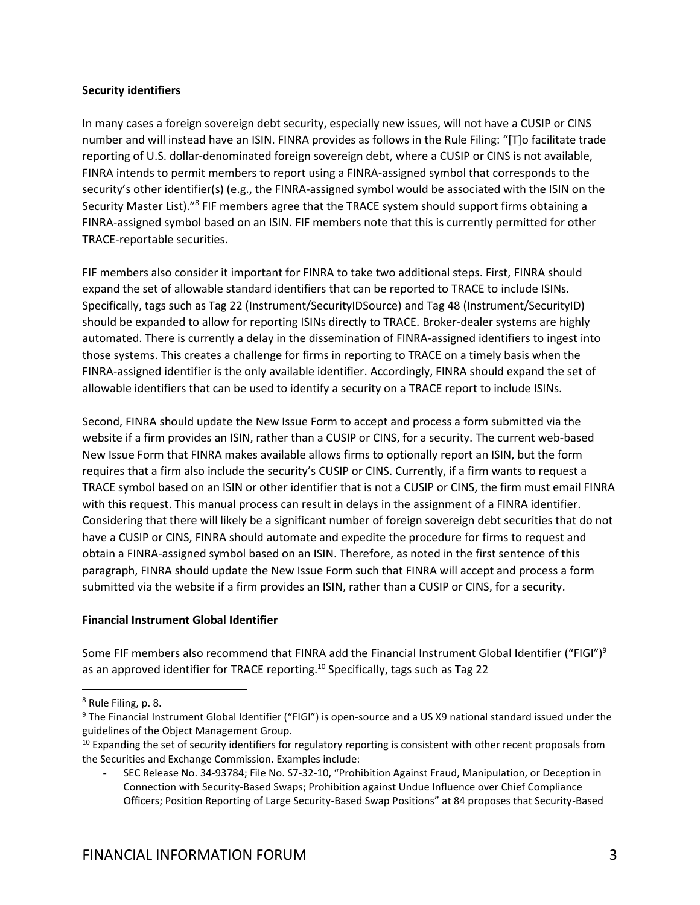**Security identifiers**

In many cases a foreign sovereign debt security, especially new issues, will not have a CUSIP or CINS number and will instead have an ISIN. FINRA provides as follows in the Rule Filing: "[T]o facilitate trade reporting of U.S. dollar-denominated foreign sovereign debt, where a CUSIP or CINS is not available, FINRA intends to permit members to report using a FINRA-assigned symbol that corresponds to the security's other identifier(s) (e.g., the FINRA-assigned symbol would be associated with the ISIN on the Security Master List)."[8] FIF members agree that the TRACE system should support firms obtaining a FINRA-assigned symbol based on an ISIN. FIF members note that this is currently permitted for other TRACE-reportable securities.

FIF members also consider it important for FINRA to take two additional steps. First, FINRA should expand the set of allowable standard identifiers that can be reported to TRACE to include ISINs. Specifically, tags such as Tag 22 (Instrument/SecurityIDSource) and Tag 48 (Instrument/SecurityID) should be expanded to allow for reporting ISINs directly to TRACE. Broker-dealer systems are highly automated. There is currently a delay in the dissemination of FINRA-assigned identifiers to ingest into those systems. This creates a challenge for firms in reporting to TRACE on a timely basis when the FINRA-assigned identifier is the only available identifier. Accordingly, FINRA should expand the set of allowable identifiers that can be used to identify a security on a TRACE report to include ISINs.

Second, FINRA should update the New Issue Form to accept and process a form submitted via the website if a firm provides an ISIN, rather than a CUSIP or CINS, for a security. The current web-based New Issue Form that FINRA makes available allows firms to optionally report an ISIN, but the form requires that a firm also include the security's CUSIP or CINS. Currently, if a firm wants to request a TRACE symbol based on an ISIN or other identifier that is not a CUSIP or CINS, the firm must email FINRA with this request. This manual process can result in delays in the assignment of a FINRA identifier. Considering that there will likely be a significant number of foreign sovereign debt securities that do not have a CUSIP or CINS, FINRA should automate and expedite the procedure for firms to request and obtain a FINRA-assigned symbol based on an ISIN. Therefore, as noted in the first sentence of this paragraph, FINRA should update the New Issue Form such that FINRA will accept and process a form submitted via the website if a firm provides an ISIN, rather than a CUSIP or CINS, for a security.

**Financial Instrument Global Identifier**

Some FIF members also recommend that FINRA add the Financial Instrument Global Identifier ("FIGI")[9] as an approved identifier for TRACE reporting.[10] Specifically, tags such as Tag 22

---

[8] Rule Filing, p. 8.

[9] The Financial Instrument Global Identifier ("FIGI") is open-source and a US X9 national standard issued under the guidelines of the Object Management Group.

[10] Expanding the set of security identifiers for regulatory reporting is consistent with other recent proposals from the Securities and Exchange Commission. Examples include:

- SEC Release No. 34-93784; File No. S7-32-10, "Prohibition Against Fraud, Manipulation, or Deception in Connection with Security-Based Swaps; Prohibition against Undue Influence over Chief Compliance Officers; Position Reporting of Large Security-Based Swap Positions" at 84 proposes that Security-Based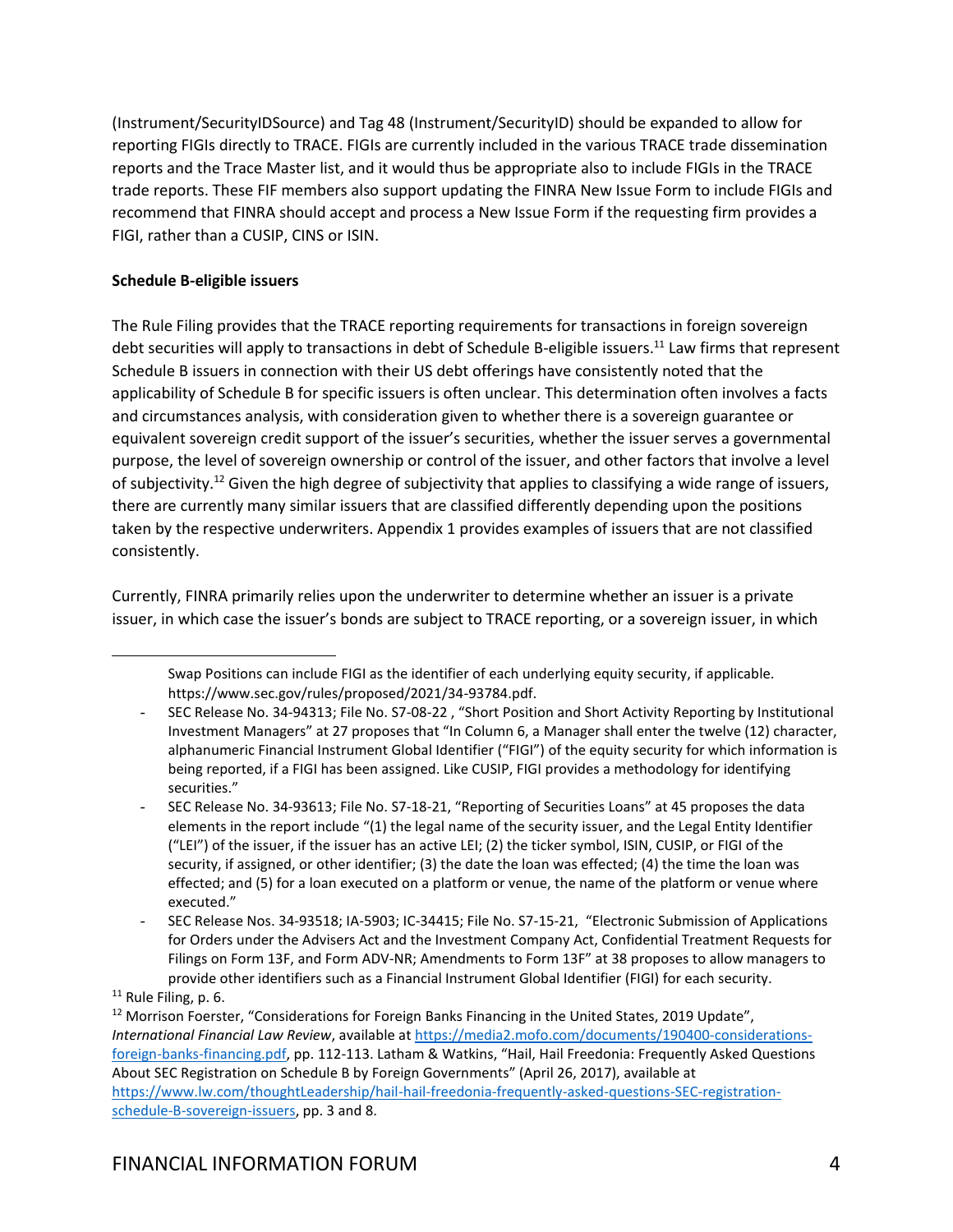(Instrument/SecurityIDSource) and Tag 48 (Instrument/SecurityID) should be expanded to allow for reporting FIGIs directly to TRACE. FIGIs are currently included in the various TRACE trade dissemination reports and the Trace Master list, and it would thus be appropriate also to include FIGIs in the TRACE trade reports. These FIF members also support updating the FINRA New Issue Form to include FIGIs and recommend that FINRA should accept and process a New Issue Form if the requesting firm provides a FIGI, rather than a CUSIP, CINS or ISIN.

**Schedule B-eligible issuers**

The Rule Filing provides that the TRACE reporting requirements for transactions in foreign sovereign debt securities will apply to transactions in debt of Schedule B-eligible issuers.[11] Law firms that represent Schedule B issuers in connection with their US debt offerings have consistently noted that the applicability of Schedule B for specific issuers is often unclear. This determination often involves a facts and circumstances analysis, with consideration given to whether there is a sovereign guarantee or equivalent sovereign credit support of the issuer's securities, whether the issuer serves a governmental purpose, the level of sovereign ownership or control of the issuer, and other factors that involve a level of subjectivity.[12] Given the high degree of subjectivity that applies to classifying a wide range of issuers, there are currently many similar issuers that are classified differently depending upon the positions taken by the respective underwriters. Appendix 1 provides examples of issuers that are not classified consistently.

Currently, FINRA primarily relies upon the underwriter to determine whether an issuer is a private issuer, in which case the issuer's bonds are subject to TRACE reporting, or a sovereign issuer, in which

---

Swap Positions can include FIGI as the identifier of each underlying equity security, if applicable. https://www.sec.gov/rules/proposed/2021/34-93784.pdf.

- SEC Release No. 34-94313; File No. S7-08-22 , "Short Position and Short Activity Reporting by Institutional Investment Managers" at 27 proposes that "In Column 6, a Manager shall enter the twelve (12) character, alphanumeric Financial Instrument Global Identifier ("FIGI") of the equity security for which information is being reported, if a FIGI has been assigned. Like CUSIP, FIGI provides a methodology for identifying securities."
- SEC Release No. 34-93613; File No. S7-18-21, "Reporting of Securities Loans" at 45 proposes the data elements in the report include "(1) the legal name of the security issuer, and the Legal Entity Identifier ("LEI") of the issuer, if the issuer has an active LEI; (2) the ticker symbol, ISIN, CUSIP, or FIGI of the security, if assigned, or other identifier; (3) the date the loan was effected; (4) the time the loan was effected; and (5) for a loan executed on a platform or venue, the name of the platform or venue where executed."
- SEC Release Nos. 34-93518; IA-5903; IC-34415; File No. S7-15-21, "Electronic Submission of Applications for Orders under the Advisers Act and the Investment Company Act, Confidential Treatment Requests for Filings on Form 13F, and Form ADV-NR; Amendments to Form 13F" at 38 proposes to allow managers to provide other identifiers such as a Financial Instrument Global Identifier (FIGI) for each security.

[11] Rule Filing, p. 6.

[12] Morrison Foerster, "Considerations for Foreign Banks Financing in the United States, 2019 Update", *International Financial Law Review*, available at https://media2.mofo.com/documents/190400-considerations-foreign-banks-financing.pdf, pp. 112-113. Latham & Watkins, "Hail, Hail Freedonia: Frequently Asked Questions About SEC Registration on Schedule B by Foreign Governments" (April 26, 2017), available at https://www.lw.com/thoughtLeadership/hail-hail-freedonia-frequently-asked-questions-SEC-registration-schedule-B-sovereign-issuers, pp. 3 and 8.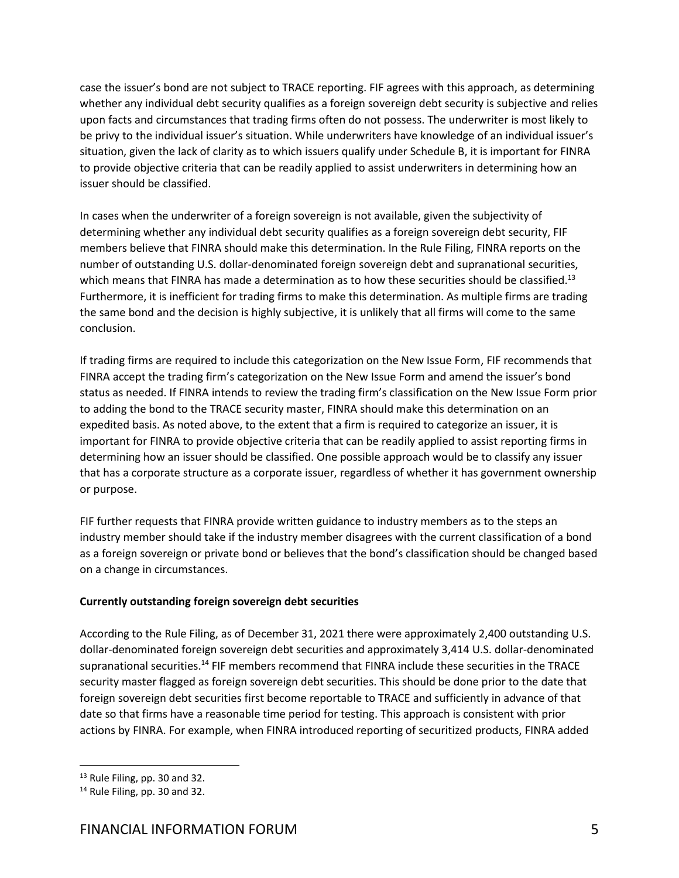case the issuer's bond are not subject to TRACE reporting. FIF agrees with this approach, as determining whether any individual debt security qualifies as a foreign sovereign debt security is subjective and relies upon facts and circumstances that trading firms often do not possess. The underwriter is most likely to be privy to the individual issuer's situation. While underwriters have knowledge of an individual issuer's situation, given the lack of clarity as to which issuers qualify under Schedule B, it is important for FINRA to provide objective criteria that can be readily applied to assist underwriters in determining how an issuer should be classified.

In cases when the underwriter of a foreign sovereign is not available, given the subjectivity of determining whether any individual debt security qualifies as a foreign sovereign debt security, FIF members believe that FINRA should make this determination. In the Rule Filing, FINRA reports on the number of outstanding U.S. dollar-denominated foreign sovereign debt and supranational securities, which means that FINRA has made a determination as to how these securities should be classified.[13] Furthermore, it is inefficient for trading firms to make this determination. As multiple firms are trading the same bond and the decision is highly subjective, it is unlikely that all firms will come to the same conclusion.

If trading firms are required to include this categorization on the New Issue Form, FIF recommends that FINRA accept the trading firm's categorization on the New Issue Form and amend the issuer's bond status as needed. If FINRA intends to review the trading firm's classification on the New Issue Form prior to adding the bond to the TRACE security master, FINRA should make this determination on an expedited basis. As noted above, to the extent that a firm is required to categorize an issuer, it is important for FINRA to provide objective criteria that can be readily applied to assist reporting firms in determining how an issuer should be classified. One possible approach would be to classify any issuer that has a corporate structure as a corporate issuer, regardless of whether it has government ownership or purpose.

FIF further requests that FINRA provide written guidance to industry members as to the steps an industry member should take if the industry member disagrees with the current classification of a bond as a foreign sovereign or private bond or believes that the bond's classification should be changed based on a change in circumstances.

**Currently outstanding foreign sovereign debt securities**

According to the Rule Filing, as of December 31, 2021 there were approximately 2,400 outstanding U.S. dollar-denominated foreign sovereign debt securities and approximately 3,414 U.S. dollar-denominated supranational securities.[14] FIF members recommend that FINRA include these securities in the TRACE security master flagged as foreign sovereign debt securities. This should be done prior to the date that foreign sovereign debt securities first become reportable to TRACE and sufficiently in advance of that date so that firms have a reasonable time period for testing. This approach is consistent with prior actions by FINRA. For example, when FINRA introduced reporting of securitized products, FINRA added

[13] Rule Filing, pp. 30 and 32.

[14] Rule Filing, pp. 30 and 32.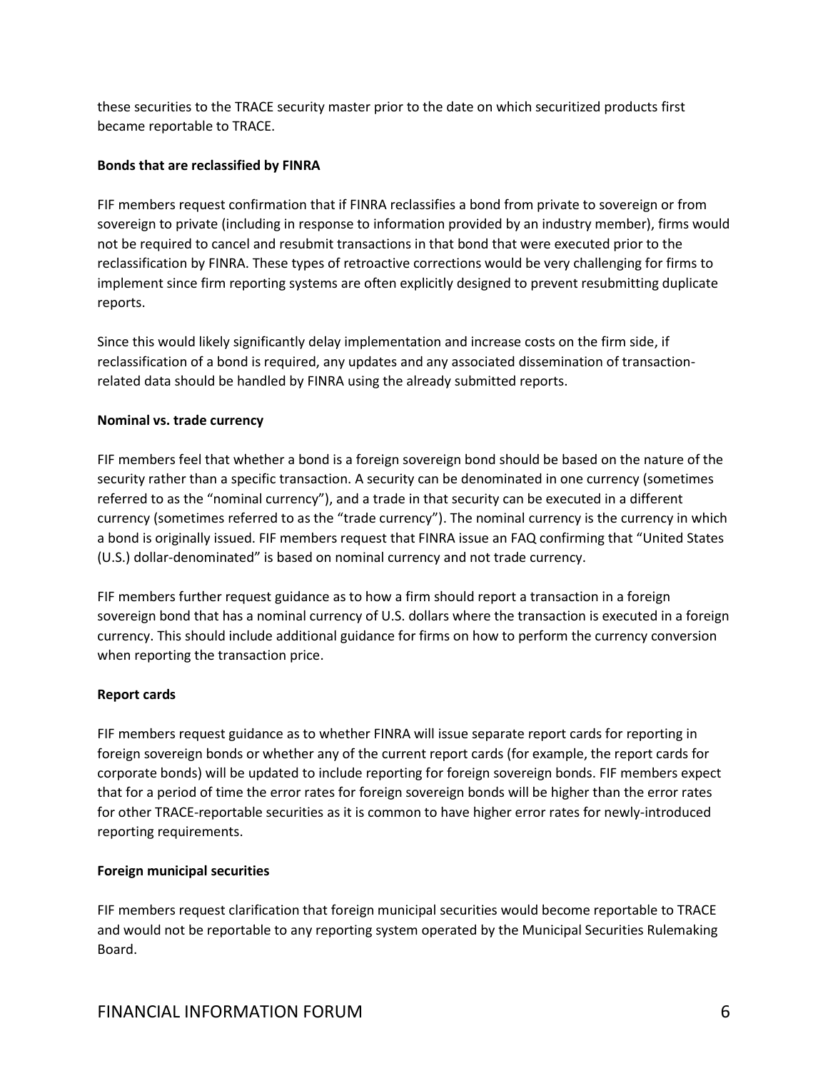these securities to the TRACE security master prior to the date on which securitized products first became reportable to TRACE.

**Bonds that are reclassified by FINRA**

FIF members request confirmation that if FINRA reclassifies a bond from private to sovereign or from sovereign to private (including in response to information provided by an industry member), firms would not be required to cancel and resubmit transactions in that bond that were executed prior to the reclassification by FINRA. These types of retroactive corrections would be very challenging for firms to implement since firm reporting systems are often explicitly designed to prevent resubmitting duplicate reports.

Since this would likely significantly delay implementation and increase costs on the firm side, if reclassification of a bond is required, any updates and any associated dissemination of transaction-related data should be handled by FINRA using the already submitted reports.

**Nominal vs. trade currency**

FIF members feel that whether a bond is a foreign sovereign bond should be based on the nature of the security rather than a specific transaction. A security can be denominated in one currency (sometimes referred to as the "nominal currency"), and a trade in that security can be executed in a different currency (sometimes referred to as the "trade currency"). The nominal currency is the currency in which a bond is originally issued. FIF members request that FINRA issue an FAQ confirming that "United States (U.S.) dollar-denominated" is based on nominal currency and not trade currency.

FIF members further request guidance as to how a firm should report a transaction in a foreign sovereign bond that has a nominal currency of U.S. dollars where the transaction is executed in a foreign currency. This should include additional guidance for firms on how to perform the currency conversion when reporting the transaction price.

**Report cards**

FIF members request guidance as to whether FINRA will issue separate report cards for reporting in foreign sovereign bonds or whether any of the current report cards (for example, the report cards for corporate bonds) will be updated to include reporting for foreign sovereign bonds. FIF members expect that for a period of time the error rates for foreign sovereign bonds will be higher than the error rates for other TRACE-reportable securities as it is common to have higher error rates for newly-introduced reporting requirements.

**Foreign municipal securities**

FIF members request clarification that foreign municipal securities would become reportable to TRACE and would not be reportable to any reporting system operated by the Municipal Securities Rulemaking Board.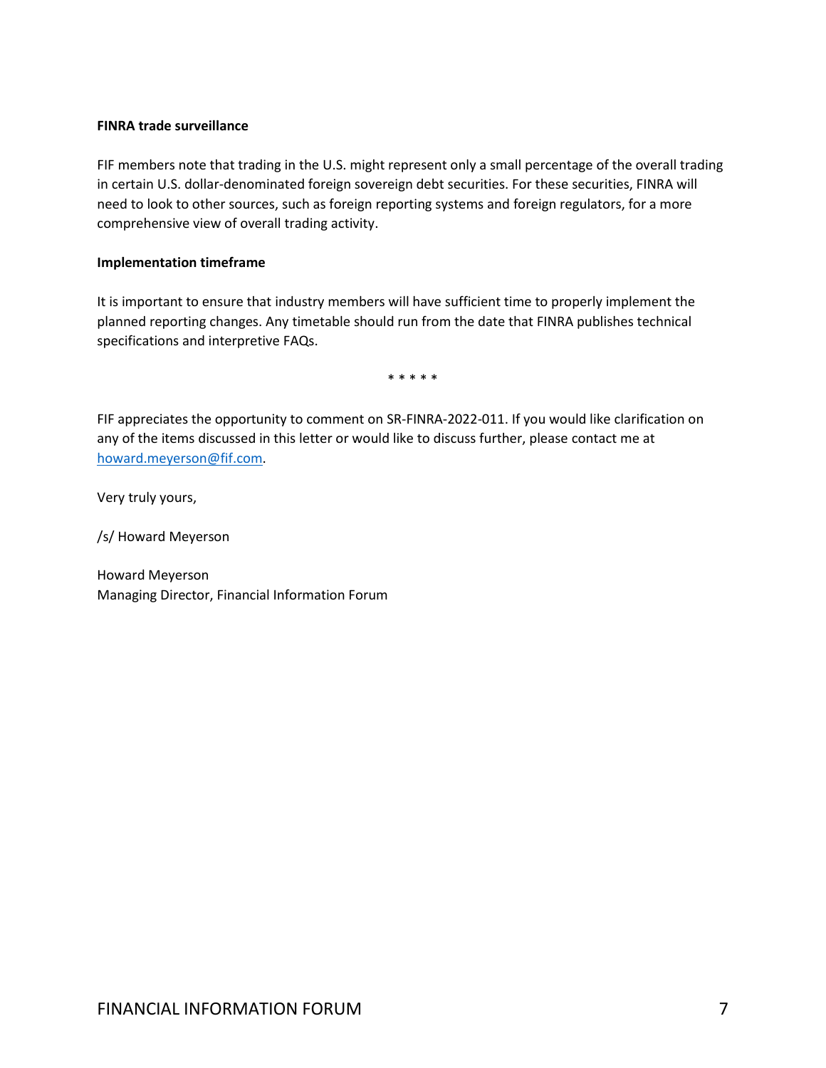**FINRA trade surveillance**

FIF members note that trading in the U.S. might represent only a small percentage of the overall trading in certain U.S. dollar-denominated foreign sovereign debt securities. For these securities, FINRA will need to look to other sources, such as foreign reporting systems and foreign regulators, for a more comprehensive view of overall trading activity.

**Implementation timeframe**

It is important to ensure that industry members will have sufficient time to properly implement the planned reporting changes. Any timetable should run from the date that FINRA publishes technical specifications and interpretive FAQs.

\* \* \* \* \*

FIF appreciates the opportunity to comment on SR-FINRA-2022-011. If you would like clarification on any of the items discussed in this letter or would like to discuss further, please contact me at howard.meyerson@fif.com.

Very truly yours,

/s/ Howard Meyerson

Howard Meyerson
Managing Director, Financial Information Forum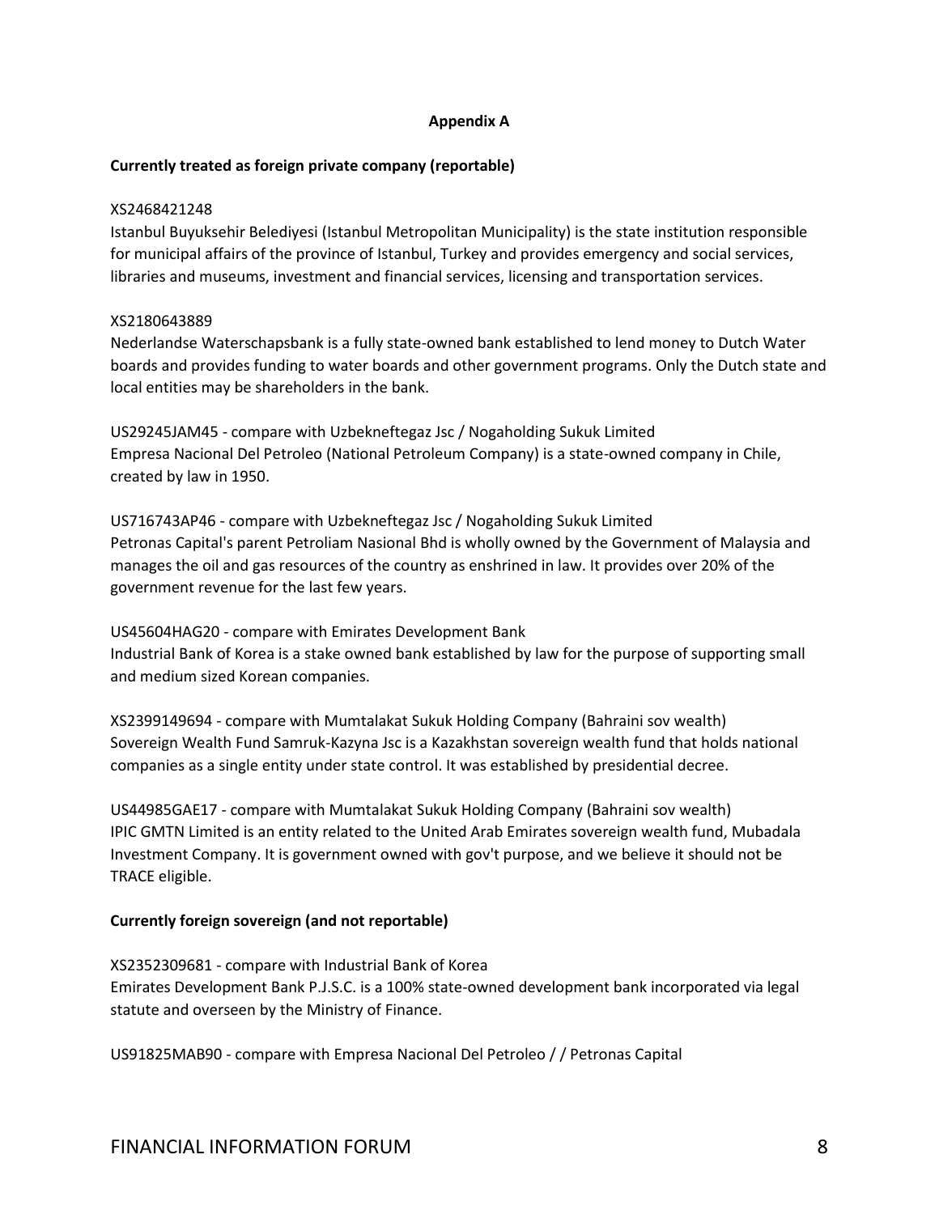**Appendix A**

**Currently treated as foreign private company (reportable)**

XS2468421248
Istanbul Buyuksehir Belediyesi (Istanbul Metropolitan Municipality) is the state institution responsible for municipal affairs of the province of Istanbul, Turkey and provides emergency and social services, libraries and museums, investment and financial services, licensing and transportation services.

XS2180643889
Nederlandse Waterschapsbank is a fully state-owned bank established to lend money to Dutch Water boards and provides funding to water boards and other government programs. Only the Dutch state and local entities may be shareholders in the bank.

US29245JAM45 - compare with Uzbekneftegaz Jsc / Nogaholding Sukuk Limited
Empresa Nacional Del Petroleo (National Petroleum Company) is a state-owned company in Chile, created by law in 1950.

US716743AP46 - compare with Uzbekneftegaz Jsc / Nogaholding Sukuk Limited
Petronas Capital's parent Petroliam Nasional Bhd is wholly owned by the Government of Malaysia and manages the oil and gas resources of the country as enshrined in law. It provides over 20% of the government revenue for the last few years.

US45604HAG20 - compare with Emirates Development Bank
Industrial Bank of Korea is a stake owned bank established by law for the purpose of supporting small and medium sized Korean companies.

XS2399149694 - compare with Mumtalakat Sukuk Holding Company (Bahraini sov wealth)
Sovereign Wealth Fund Samruk-Kazyna Jsc is a Kazakhstan sovereign wealth fund that holds national companies as a single entity under state control. It was established by presidential decree.

US44985GAE17 - compare with Mumtalakat Sukuk Holding Company (Bahraini sov wealth)
IPIC GMTN Limited is an entity related to the United Arab Emirates sovereign wealth fund, Mubadala Investment Company. It is government owned with gov't purpose, and we believe it should not be TRACE eligible.

**Currently foreign sovereign (and not reportable)**

XS2352309681 - compare with Industrial Bank of Korea
Emirates Development Bank P.J.S.C. is a 100% state-owned development bank incorporated via legal statute and overseen by the Ministry of Finance.

US91825MAB90 - compare with Empresa Nacional Del Petroleo / / Petronas Capital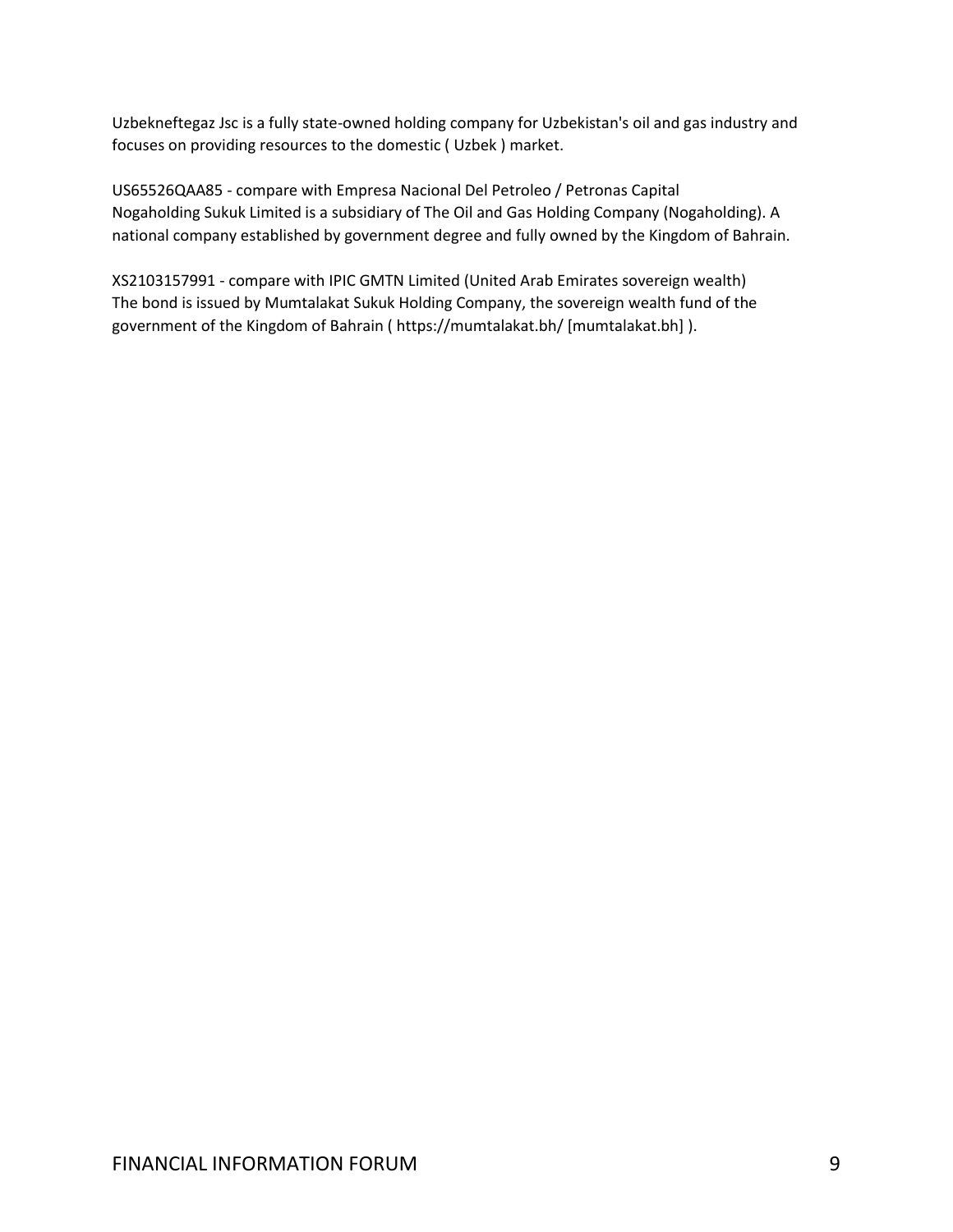Uzbekneftegaz Jsc is a fully state-owned holding company for Uzbekistan's oil and gas industry and focuses on providing resources to the domestic ( Uzbek ) market.

US65526QAA85 - compare with Empresa Nacional Del Petroleo / Petronas Capital
Nogaholding Sukuk Limited is a subsidiary of The Oil and Gas Holding Company (Nogaholding). A national company established by government degree and fully owned by the Kingdom of Bahrain.

XS2103157991 - compare with IPIC GMTN Limited (United Arab Emirates sovereign wealth)
The bond is issued by Mumtalakat Sukuk Holding Company, the sovereign wealth fund of the government of the Kingdom of Bahrain ( https://mumtalakat.bh/ [mumtalakat.bh] ).